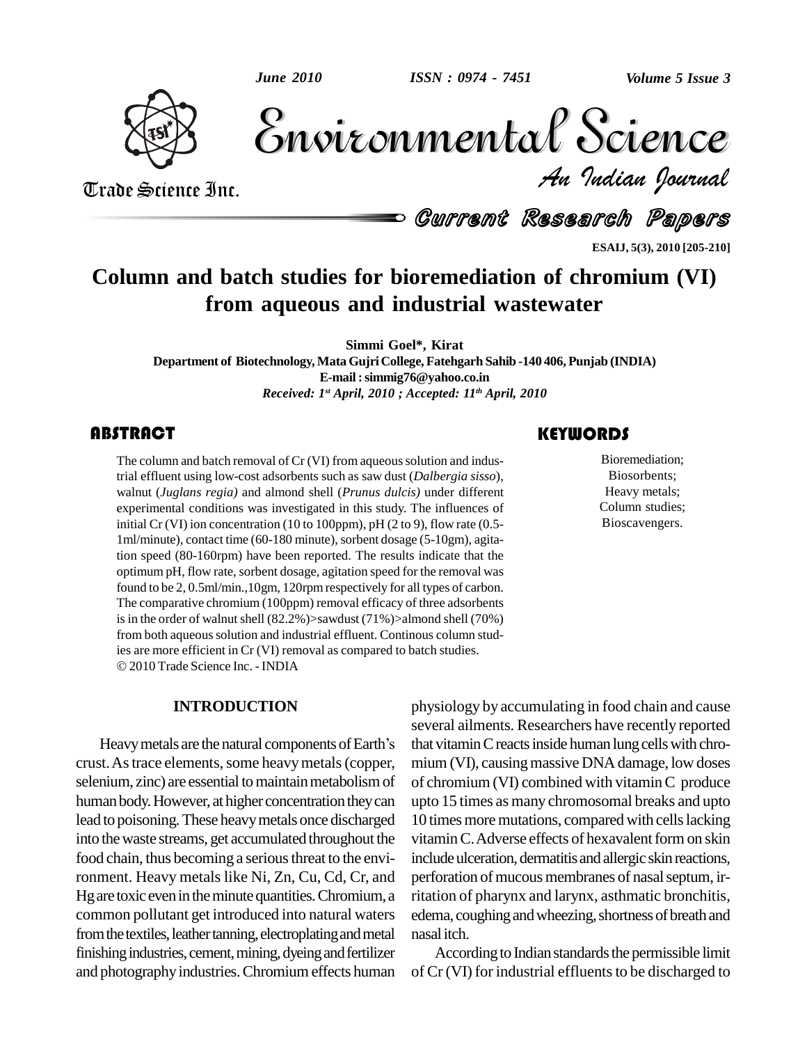# Column and batch studies for bioremediation of chromium (VI) from aqueous and industrial wastewater

**Simmi Goel\*, Kirat**

Department of Biotechnology, Mata Gujri College, Fatehgarh Sahib -140 406, Punjab (INDIA)

E-mail : simmig76@yahoo.co.in

*Received: 1st April, 2010 ; Accepted: 11th April, 2010*

## ABSTRACT

The column and batch removal of Cr (VI) from aqueous solution and industrial effluent using low-cost adsorbents such as saw dust (*Dalbergia sisso*), walnut (*Juglans regia)* and almond shell (*Prunus dulcis)* under different experimental conditions was investigated in this study. The influences of initial Cr (VI) ion concentration (10 to 100ppm), pH (2 to 9), flow rate (0.5-1ml/minute), contact time (60-180 minute), sorbent dosage (5-10gm), agitation speed (80-160rpm) have been reported. The results indicate that the optimum pH, flow rate, sorbent dosage, agitation speed for the removal was found to be 2, 0.5ml/min.,10gm, 120rpm respectively for all types of carbon. The comparative chromium (100ppm) removal efficacy of three adsorbents is in the order of walnut shell (82.2%)>sawdust (71%)>almond shell (70%) from both aqueous solution and industrial effluent. Continous column studies are more efficient in Cr (VI) removal as compared to batch studies.

© 2010 Trade Science Inc. - INDIA

## KEYWORDS

Bioremediation;
Biosorbents;
Heavy metals;
Column studies;
Bioscavengers.

## INTRODUCTION

Heavy metals are the natural components of Earth's crust. As trace elements, some heavy metals (copper, selenium, zinc) are essential to maintain metabolism of human body. However, at higher concentration they can lead to poisoning. These heavy metals once discharged into the waste streams, get accumulated throughout the food chain, thus becoming a serious threat to the environment. Heavy metals like Ni, Zn, Cu, Cd, Cr, and Hg are toxic even in the minute quantities. Chromium, a common pollutant get introduced into natural waters from the textiles, leather tanning, electroplating and metal finishing industries, cement, mining, dyeing and fertilizer and photography industries. Chromium effects human physiology by accumulating in food chain and cause several ailments. Researchers have recently reported that vitamin C reacts inside human lung cells with chromium (VI), causing massive DNA damage, low doses of chromium (VI) combined with vitamin C produce upto 15 times as many chromosomal breaks and upto 10 times more mutations, compared with cells lacking vitamin C. Adverse effects of hexavalent form on skin include ulceration, dermatitis and allergic skin reactions, perforation of mucous membranes of nasal septum, irritation of pharynx and larynx, asthmatic bronchitis, edema, coughing and wheezing, shortness of breath and nasal itch.

According to Indian standards the permissible limit of Cr (VI) for industrial effluents to be discharged to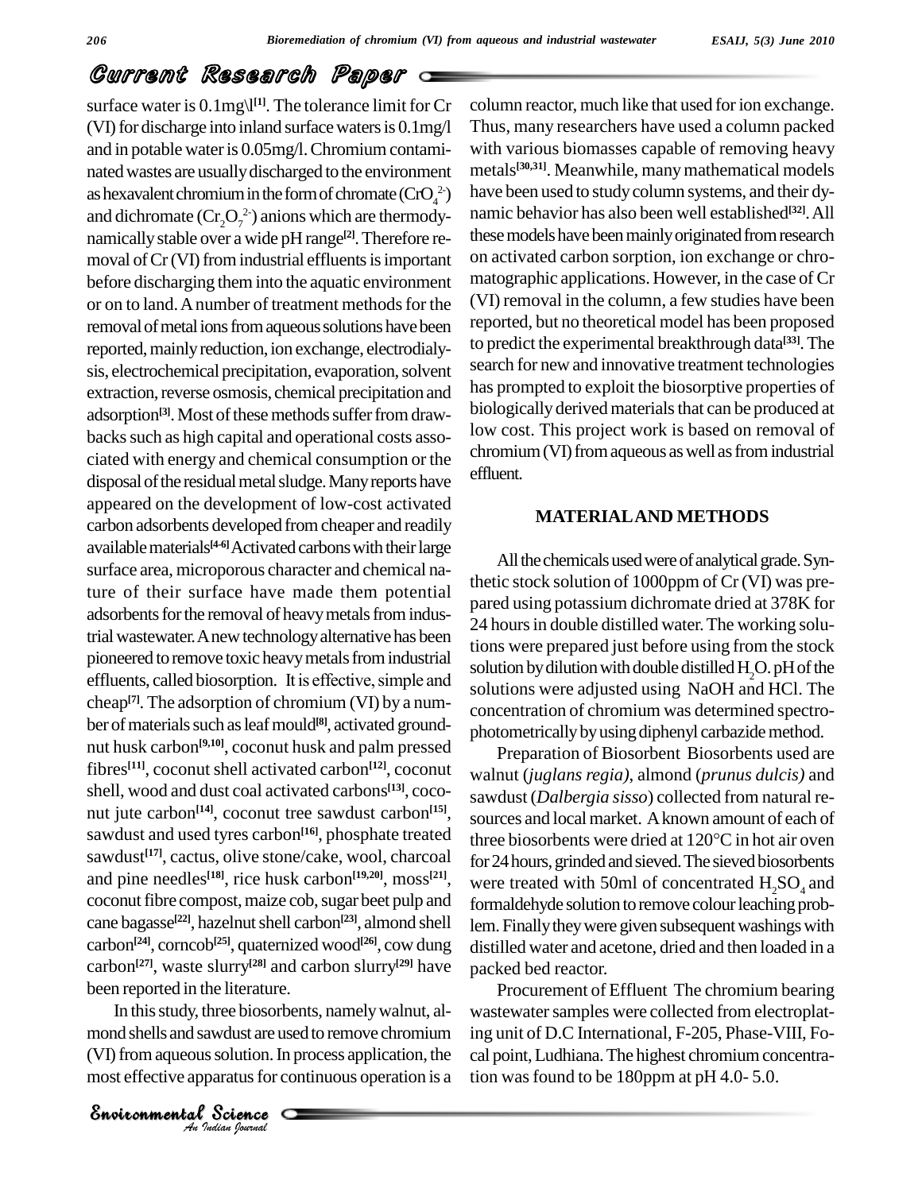surface water is 0.1mg\l[1]. The tolerance limit for Cr (VI) for discharge into inland surface waters is 0.1mg/l and in potable water is 0.05mg/l. Chromium contaminated wastes are usually discharged to the environment as hexavalent chromium in the form of chromate ($CrO_4^{2-}$) and dichromate ($Cr_2O_7^{2-}$) anions which are thermodynamically stable over a wide pH range[2]. Therefore removal of Cr (VI) from industrial effluents is important before discharging them into the aquatic environment or on to land. A number of treatment methods for the removal of metal ions from aqueous solutions have been reported, mainly reduction, ion exchange, electrodialysis, electrochemical precipitation, evaporation, solvent extraction, reverse osmosis, chemical precipitation and adsorption[3]. Most of these methods suffer from drawbacks such as high capital and operational costs associated with energy and chemical consumption or the disposal of the residual metal sludge. Many reports have appeared on the development of low-cost activated carbon adsorbents developed from cheaper and readily available materials[4-6] Activated carbons with their large surface area, microporous character and chemical nature of their surface have made them potential adsorbents for the removal of heavy metals from industrial wastewater. A new technology alternative has been pioneered to remove toxic heavy metals from industrial effluents, called biosorption. It is effective, simple and cheap[7]. The adsorption of chromium (VI) by a number of materials such as leaf mould[8], activated groundnut husk carbon[9,10], coconut husk and palm pressed fibres[11], coconut shell activated carbon[12], coconut shell, wood and dust coal activated carbons[13], coconut jute carbon[14], coconut tree sawdust carbon[15], sawdust and used tyres carbon[16], phosphate treated sawdust[17], cactus, olive stone/cake, wool, charcoal and pine needles[18], rice husk carbon[19,20], moss[21], coconut fibre compost, maize cob, sugar beet pulp and cane bagasse[22], hazelnut shell carbon[23], almond shell carbon[24], corncob[25], quaternized wood[26], cow dung carbon[27], waste slurry[28] and carbon slurry[29] have been reported in the literature.

In this study, three biosorbents, namely walnut, almond shells and sawdust are used to remove chromium (VI) from aqueous solution. In process application, the most effective apparatus for continuous operation is a column reactor, much like that used for ion exchange. Thus, many researchers have used a column packed with various biomasses capable of removing heavy metals[30,31]. Meanwhile, many mathematical models have been used to study column systems, and their dynamic behavior has also been well established[32]. All these models have been mainly originated from research on activated carbon sorption, ion exchange or chromatographic applications. However, in the case of Cr (VI) removal in the column, a few studies have been reported, but no theoretical model has been proposed to predict the experimental breakthrough data[33]. The search for new and innovative treatment technologies has prompted to exploit the biosorptive properties of biologically derived materials that can be produced at low cost. This project work is based on removal of chromium (VI) from aqueous as well as from industrial effluent.

## MATERIAL AND METHODS

All the chemicals used were of analytical grade. Synthetic stock solution of 1000ppm of Cr (VI) was prepared using potassium dichromate dried at 378K for 24 hours in double distilled water. The working solutions were prepared just before using from the stock solution by dilution with double distilled $H_2O$. pH of the solutions were adjusted using NaOH and HCl. The concentration of chromium was determined spectrophotometrically by using diphenyl carbazide method.

Preparation of Biosorbent Biosorbents used are walnut (*juglans regia)*, almond (*prunus dulcis)* and sawdust (*Dalbergia sisso*) collected from natural resources and local market. A known amount of each of three biosorbents were dried at 120°C in hot air oven for 24 hours, grinded and sieved. The sieved biosorbents were treated with 50ml of concentrated $H_2SO_4$ and formaldehyde solution to remove colour leaching problem. Finally they were given subsequent washings with distilled water and acetone, dried and then loaded in a packed bed reactor.

Procurement of Effluent The chromium bearing wastewater samples were collected from electroplating unit of D.C International, F-205, Phase-VIII, Focal point, Ludhiana. The highest chromium concentration was found to be 180ppm at pH 4.0- 5.0.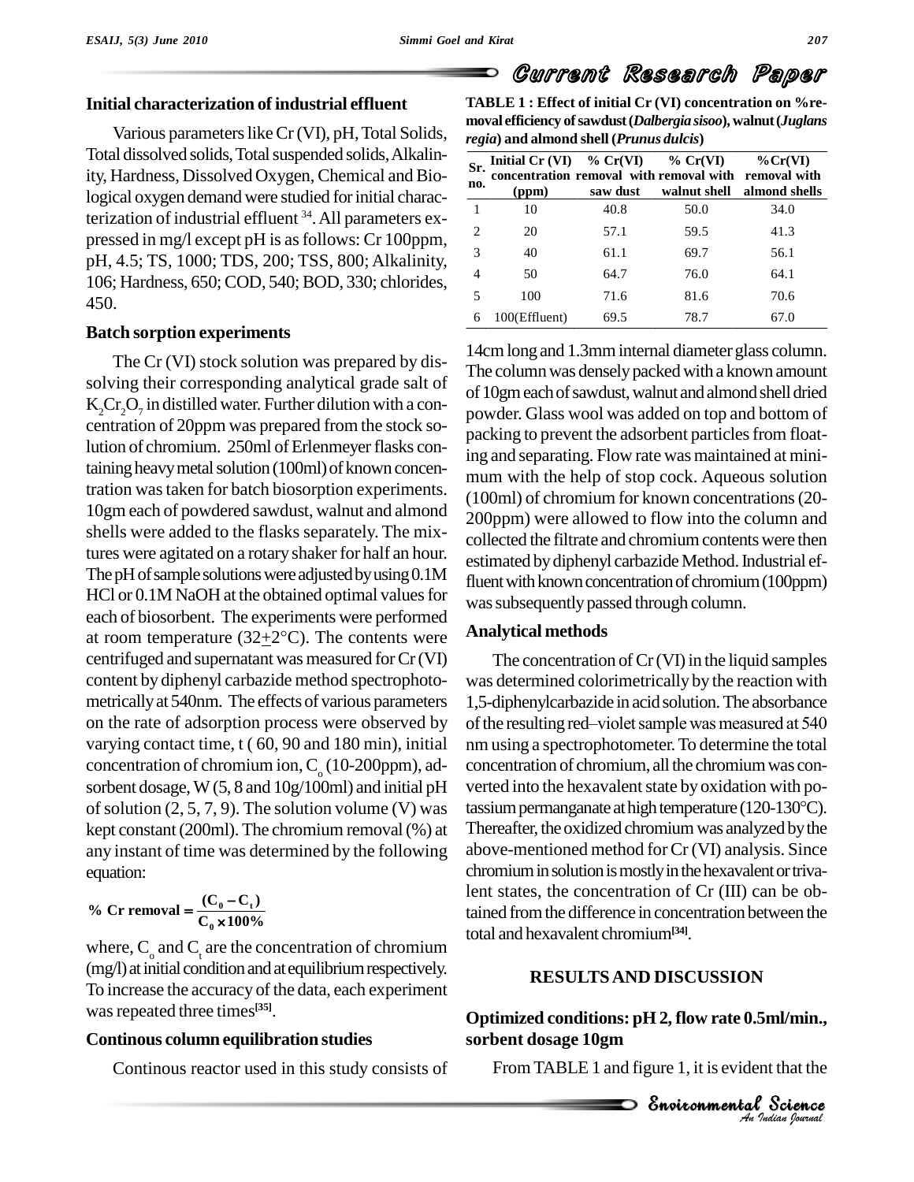### Initial characterization of industrial effluent

Various parameters like Cr (VI), pH, Total Solids, Total dissolved solids, Total suspended solids, Alkalinity, Hardness, Dissolved Oxygen, Chemical and Biological oxygen demand were studied for initial characterization of industrial effluent [34]. All parameters expressed in mg/l except pH is as follows: Cr 100ppm, pH, 4.5; TS, 1000; TDS, 200; TSS, 800; Alkalinity, 106; Hardness, 650; COD, 540; BOD, 330; chlorides, 450.

### Batch sorption experiments

The Cr (VI) stock solution was prepared by dissolving their corresponding analytical grade salt of $K_2Cr_2O_7$ in distilled water. Further dilution with a concentration of 20ppm was prepared from the stock solution of chromium. 250ml of Erlenmeyer flasks containing heavy metal solution (100ml) of known concentration was taken for batch biosorption experiments. 10gm each of powdered sawdust, walnut and almond shells were added to the flasks separately. The mixtures were agitated on a rotary shaker for half an hour. The pH of sample solutions were adjusted by using 0.1M HCl or 0.1M NaOH at the obtained optimal values for each of biosorbent. The experiments were performed at room temperature (32$\pm$2°C). The contents were centrifuged and supernatant was measured for Cr (VI) content by diphenyl carbazide method spectrophotometrically at 540nm. The effects of various parameters on the rate of adsorption process were observed by varying contact time, t ( 60, 90 and 180 min), initial concentration of chromium ion, $C_o$ (10-200ppm), adsorbent dosage, W (5, 8 and 10g/100ml) and initial pH of solution (2, 5, 7, 9). The solution volume (V) was kept constant (200ml). The chromium removal (%) at any instant of time was determined by the following equation:

$$\% \text{ Cr removal} = \frac{(C_0 - C_t)}{C_0 \times 100\%}$$

where, $C_o$ and $C_t$ are the concentration of chromium (mg/l) at initial condition and at equilibrium respectively. To increase the accuracy of the data, each experiment was repeated three times[35].

### Continous column equilibration studies

Continous reactor used in this study consists of 14cm long and 1.3mm internal diameter glass column. The column was densely packed with a known amount of 10gm each of sawdust, walnut and almond shell dried powder. Glass wool was added on top and bottom of packing to prevent the adsorbent particles from floating and separating. Flow rate was maintained at minimum with the help of stop cock. Aqueous solution (100ml) of chromium for known concentrations (20-200ppm) were allowed to flow into the column and collected the filtrate and chromium contents were then estimated by diphenyl carbazide Method. Industrial effluent with known concentration of chromium (100ppm) was subsequently passed through column.

### Analytical methods

The concentration of Cr (VI) in the liquid samples was determined colorimetrically by the reaction with 1,5-diphenylcarbazide in acid solution. The absorbance of the resulting red–violet sample was measured at 540 nm using a spectrophotometer. To determine the total concentration of chromium, all the chromium was converted into the hexavalent state by oxidation with potassium permanganate at high temperature (120-130°C). Thereafter, the oxidized chromium was analyzed by the above-mentioned method for Cr (VI) analysis. Since chromium in solution is mostly in the hexavalent or trivalent states, the concentration of Cr (III) can be obtained from the difference in concentration between the total and hexavalent chromium[34].

**TABLE 1 : Effect of initial Cr (VI) concentration on %removal efficiency of sawdust (*Dalbergia sisoo*), walnut (*Juglans regia*) and almond shell (*Prunus dulcis*)**

| Sr. no. | Initial Cr (VI) concentration (ppm) | % Cr(VI) removal with saw dust | % Cr(VI) removal with walnut shell | %Cr(VI) removal with almond shells |
|---|---|---|---|---|
| 1 | 10 | 40.8 | 50.0 | 34.0 |
| 2 | 20 | 57.1 | 59.5 | 41.3 |
| 3 | 40 | 61.1 | 69.7 | 56.1 |
| 4 | 50 | 64.7 | 76.0 | 64.1 |
| 5 | 100 | 71.6 | 81.6 | 70.6 |
| 6 | 100(Effluent) | 69.5 | 78.7 | 67.0 |

## RESULTS AND DISCUSSION

### Optimized conditions: pH 2, flow rate 0.5ml/min., sorbent dosage 10gm

From TABLE 1 and figure 1, it is evident that the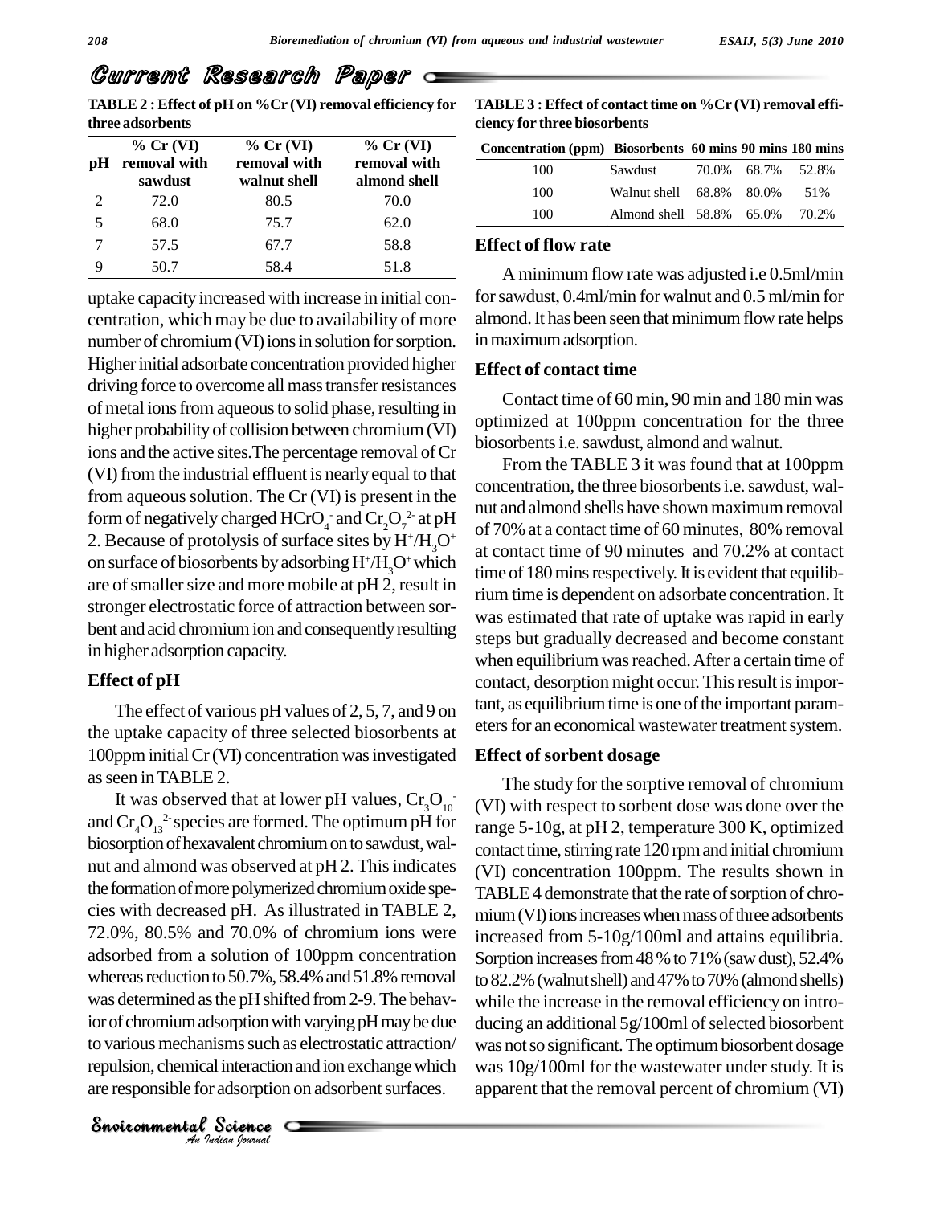**TABLE 2 : Effect of pH on %Cr (VI) removal efficiency for three adsorbents**

| pH | % Cr (VI) removal with sawdust | % Cr (VI) removal with walnut shell | % Cr (VI) removal with almond shell |
|---|---|---|---|
| 2 | 72.0 | 80.5 | 70.0 |
| 5 | 68.0 | 75.7 | 62.0 |
| 7 | 57.5 | 67.7 | 58.8 |
| 9 | 50.7 | 58.4 | 51.8 |

uptake capacity increased with increase in initial concentration, which may be due to availability of more number of chromium (VI) ions in solution for sorption. Higher initial adsorbate concentration provided higher driving force to overcome all mass transfer resistances of metal ions from aqueous to solid phase, resulting in higher probability of collision between chromium (VI) ions and the active sites.The percentage removal of Cr (VI) from the industrial effluent is nearly equal to that from aqueous solution. The Cr (VI) is present in the form of negatively charged $HCrO_4^-$ and $Cr_2O_7^{2-}$ at pH 2. Because of protolysis of surface sites by $H^+/H_3O^+$ on surface of biosorbents by adsorbing $H^+/H_3O^+$ which are of smaller size and more mobile at pH 2, result in stronger electrostatic force of attraction between sorbent and acid chromium ion and consequently resulting in higher adsorption capacity.

## Effect of pH

The effect of various pH values of 2, 5, 7, and 9 on the uptake capacity of three selected biosorbents at 100ppm initial Cr (VI) concentration was investigated as seen in TABLE 2.

It was observed that at lower pH values, $Cr_3O_{10}^-$ and $Cr_4O_{13}^{2-}$ species are formed. The optimum pH for biosorption of hexavalent chromium on to sawdust, walnut and almond was observed at pH 2. This indicates the formation of more polymerized chromium oxide species with decreased pH. As illustrated in TABLE 2, 72.0%, 80.5% and 70.0% of chromium ions were adsorbed from a solution of 100ppm concentration whereas reduction to 50.7%, 58.4% and 51.8% removal was determined as the pH shifted from 2-9. The behavior of chromium adsorption with varying pH may be due to various mechanisms such as electrostatic attraction/repulsion, chemical interaction and ion exchange which are responsible for adsorption on adsorbent surfaces.

**TABLE 3 : Effect of contact time on %Cr (VI) removal efficiency for three biosorbents**

| Concentration (ppm) | Biosorbents | 60 mins | 90 mins | 180 mins |
|---|---|---|---|---|
| 100 | Sawdust | 70.0% | 68.7% | 52.8% |
| 100 | Walnut shell | 68.8% | 80.0% | 51% |
| 100 | Almond shell | 58.8% | 65.0% | 70.2% |

## Effect of flow rate

A minimum flow rate was adjusted i.e 0.5ml/min for sawdust, 0.4ml/min for walnut and 0.5 ml/min for almond. It has been seen that minimum flow rate helps in maximum adsorption.

## Effect of contact time

Contact time of 60 min, 90 min and 180 min was optimized at 100ppm concentration for the three biosorbents i.e. sawdust, almond and walnut.

From the TABLE 3 it was found that at 100ppm concentration, the three biosorbents i.e. sawdust, walnut and almond shells have shown maximum removal of 70% at a contact time of 60 minutes, 80% removal at contact time of 90 minutes and 70.2% at contact time of 180 mins respectively. It is evident that equilibrium time is dependent on adsorbate concentration. It was estimated that rate of uptake was rapid in early steps but gradually decreased and become constant when equilibrium was reached. After a certain time of contact, desorption might occur. This result is important, as equilibrium time is one of the important parameters for an economical wastewater treatment system.

## Effect of sorbent dosage

The study for the sorptive removal of chromium (VI) with respect to sorbent dose was done over the range 5-10g, at pH 2, temperature 300 K, optimized contact time, stirring rate 120 rpm and initial chromium (VI) concentration 100ppm. The results shown in TABLE 4 demonstrate that the rate of sorption of chromium (VI) ions increases when mass of three adsorbents increased from 5-10g/100ml and attains equilibria. Sorption increases from 48 % to 71% (saw dust), 52.4% to 82.2% (walnut shell) and 47% to 70% (almond shells) while the increase in the removal efficiency on introducing an additional 5g/100ml of selected biosorbent was not so significant. The optimum biosorbent dosage was 10g/100ml for the wastewater under study. It is apparent that the removal percent of chromium (VI)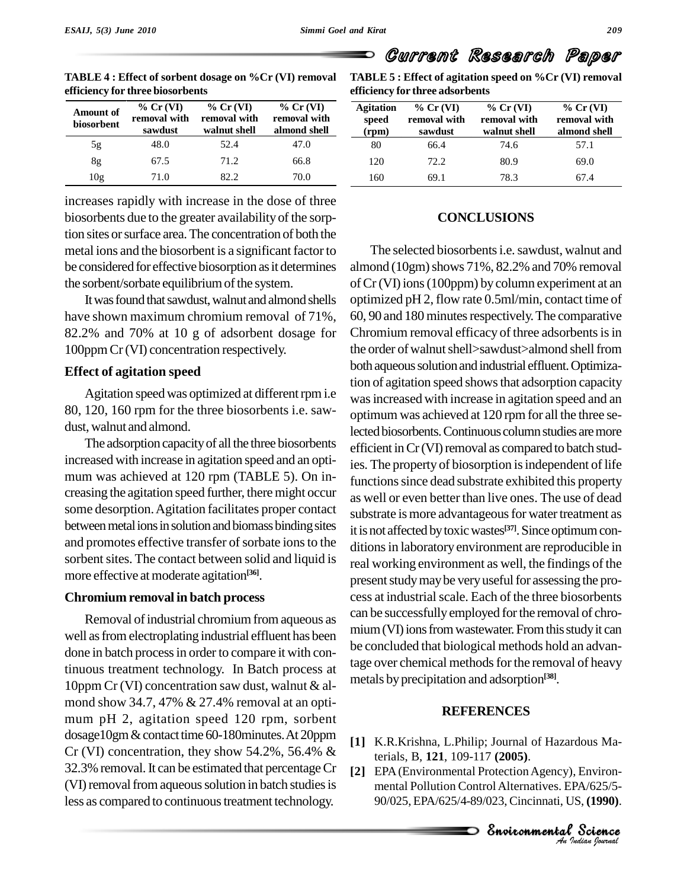**TABLE 4 : Effect of sorbent dosage on %Cr (VI) removal efficiency for three biosorbents**

| Amount of biosorbent | % Cr (VI) removal with sawdust | % Cr (VI) removal with walnut shell | % Cr (VI) removal with almond shell |
|---|---|---|---|
| 5g | 48.0 | 52.4 | 47.0 |
| 8g | 67.5 | 71.2 | 66.8 |
| 10g | 71.0 | 82.2 | 70.0 |

increases rapidly with increase in the dose of three biosorbents due to the greater availability of the sorption sites or surface area. The concentration of both the metal ions and the biosorbent is a significant factor to be considered for effective biosorption as it determines the sorbent/sorbate equilibrium of the system.

It was found that sawdust, walnut and almond shells have shown maximum chromium removal of 71%, 82.2% and 70% at 10 g of adsorbent dosage for 100ppm Cr (VI) concentration respectively.

## Effect of agitation speed

Agitation speed was optimized at different rpm i.e 80, 120, 160 rpm for the three biosorbents i.e. sawdust, walnut and almond.

The adsorption capacity of all the three biosorbents increased with increase in agitation speed and an optimum was achieved at 120 rpm (TABLE 5). On increasing the agitation speed further, there might occur some desorption. Agitation facilitates proper contact between metal ions in solution and biomass binding sites and promotes effective transfer of sorbate ions to the sorbent sites. The contact between solid and liquid is more effective at moderate agitation[36].

## Chromium removal in batch process

Removal of industrial chromium from aqueous as well as from electroplating industrial effluent has been done in batch process in order to compare it with continuous treatment technology. In Batch process at 10ppm Cr (VI) concentration saw dust, walnut & almond show 34.7, 47% & 27.4% removal at an optimum pH 2, agitation speed 120 rpm, sorbent dosage10gm & contact time 60-180minutes. At 20ppm Cr (VI) concentration, they show 54.2%, 56.4% & 32.3% removal. It can be estimated that percentage Cr (VI) removal from aqueous solution in batch studies is less as compared to continuous treatment technology.

**TABLE 5 : Effect of agitation speed on %Cr (VI) removal efficiency for three adsorbents**

| Agitation speed (rpm) | % Cr (VI) removal with sawdust | % Cr (VI) removal with walnut shell | % Cr (VI) removal with almond shell |
|---|---|---|---|
| 80 | 66.4 | 74.6 | 57.1 |
| 120 | 72.2 | 80.9 | 69.0 |
| 160 | 69.1 | 78.3 | 67.4 |

## CONCLUSIONS

The selected biosorbents i.e. sawdust, walnut and almond (10gm) shows 71%, 82.2% and 70% removal of Cr (VI) ions (100ppm) by column experiment at an optimized pH 2, flow rate 0.5ml/min, contact time of 60, 90 and 180 minutes respectively. The comparative Chromium removal efficacy of three adsorbents is in the order of walnut shell>sawdust>almond shell from both aqueous solution and industrial effluent. Optimization of agitation speed shows that adsorption capacity was increased with increase in agitation speed and an optimum was achieved at 120 rpm for all the three selected biosorbents. Continuous column studies are more efficient in Cr (VI) removal as compared to batch studies. The property of biosorption is independent of life functions since dead substrate exhibited this property as well or even better than live ones. The use of dead substrate is more advantageous for water treatment as it is not affected by toxic wastes[37]. Since optimum conditions in laboratory environment are reproducible in real working environment as well, the findings of the present study may be very useful for assessing the process at industrial scale. Each of the three biosorbents can be successfully employed for the removal of chromium (VI) ions from wastewater. From this study it can be concluded that biological methods hold an advantage over chemical methods for the removal of heavy metals by precipitation and adsorption[38].

## REFERENCES

[1] K.R.Krishna, L.Philip; Journal of Hazardous Materials, B, **121**, 109-117 **(2005)**.

[2] EPA (Environmental Protection Agency), Environmental Pollution Control Alternatives. EPA/625/5-90/025, EPA/625/4-89/023, Cincinnati, US, **(1990)**.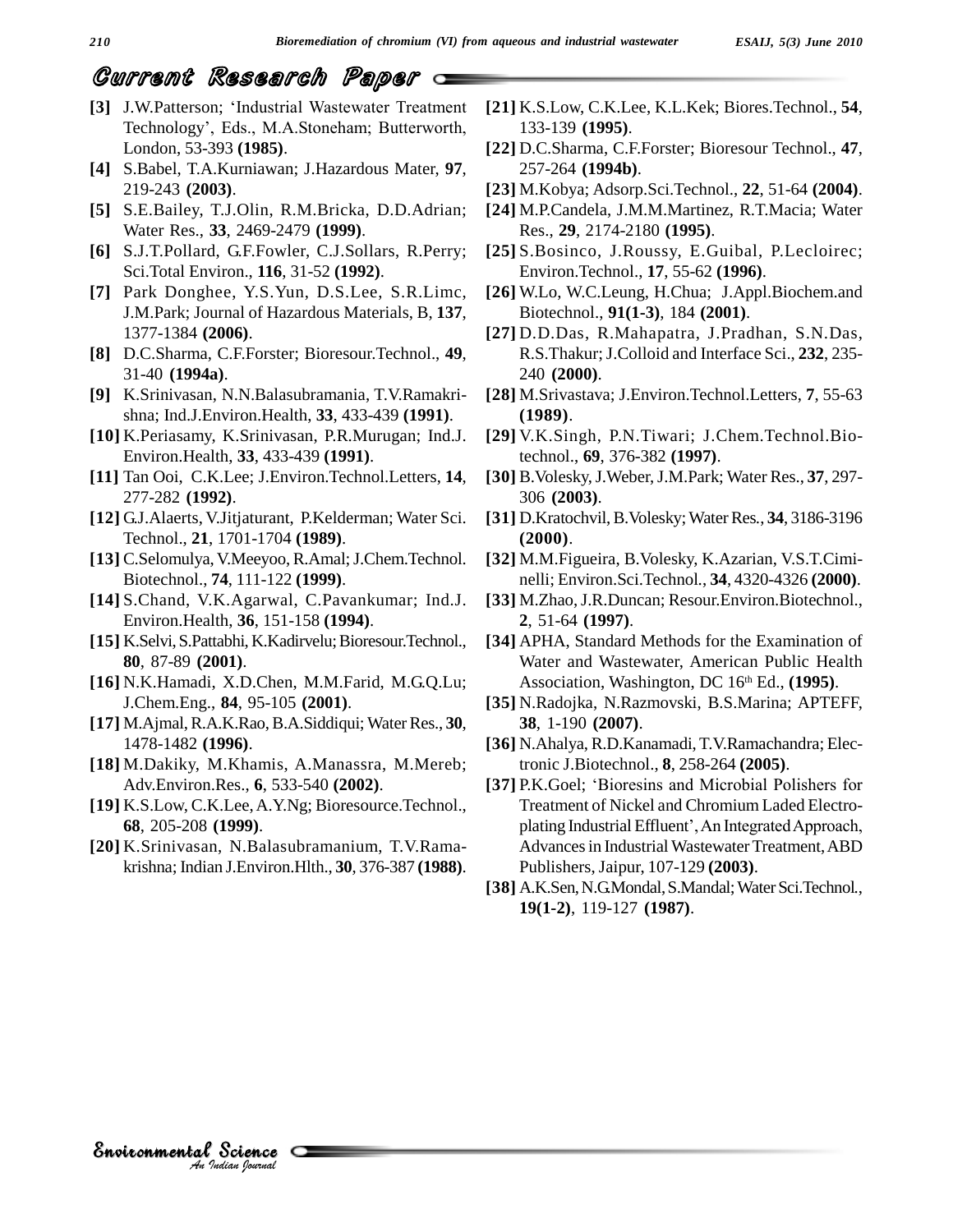[3] J.W.Patterson; 'Industrial Wastewater Treatment Technology', Eds., M.A.Stoneham; Butterworth, London, 53-393 **(1985)**.

[4] S.Babel, T.A.Kurniawan; J.Hazardous Mater, **97**, 219-243 **(2003)**.

[5] S.E.Bailey, T.J.Olin, R.M.Bricka, D.D.Adrian; Water Res., **33**, 2469-2479 **(1999)**.

[6] S.J.T.Pollard, G.F.Fowler, C.J.Sollars, R.Perry; Sci.Total Environ., **116**, 31-52 **(1992)**.

[7] Park Donghee, Y.S.Yun, D.S.Lee, S.R.Limc, J.M.Park; Journal of Hazardous Materials, B, **137**, 1377-1384 **(2006)**.

[8] D.C.Sharma, C.F.Forster; Bioresour.Technol., **49**, 31-40 **(1994a)**.

[9] K.Srinivasan, N.N.Balasubramania, T.V.Ramakrishna; Ind.J.Environ.Health, **33**, 433-439 **(1991)**.

[10] K.Periasamy, K.Srinivasan, P.R.Murugan; Ind.J. Environ.Health, **33**, 433-439 **(1991)**.

[11] Tan Ooi, C.K.Lee; J.Environ.Technol.Letters, **14**, 277-282 **(1992)**.

[12] G.J.Alaerts, V.Jitjaturant, P.Kelderman; Water Sci. Technol., **21**, 1701-1704 **(1989)**.

[13] C.Selomulya, V.Meeyoo, R.Amal; J.Chem.Technol. Biotechnol., **74**, 111-122 **(1999)**.

[14] S.Chand, V.K.Agarwal, C.Pavankumar; Ind.J. Environ.Health, **36**, 151-158 **(1994)**.

[15] K.Selvi, S.Pattabhi, K.Kadirvelu; Bioresour.Technol., **80**, 87-89 **(2001)**.

[16] N.K.Hamadi, X.D.Chen, M.M.Farid, M.G.Q.Lu; J.Chem.Eng., **84**, 95-105 **(2001)**.

[17] M.Ajmal, R.A.K.Rao, B.A.Siddiqui; Water Res., **30**, 1478-1482 **(1996)**.

[18] M.Dakiky, M.Khamis, A.Manassra, M.Mereb; Adv.Environ.Res., **6**, 533-540 **(2002)**.

[19] K.S.Low, C.K.Lee, A.Y.Ng; Bioresource.Technol., **68**, 205-208 **(1999)**.

[20] K.Srinivasan, N.Balasubramanium, T.V.Ramakrishna; Indian J.Environ.Hlth., **30**, 376-387 **(1988)**.

[21] K.S.Low, C.K.Lee, K.L.Kek; Biores.Technol., **54**, 133-139 **(1995)**.

[22] D.C.Sharma, C.F.Forster; Bioresour Technol., **47**, 257-264 **(1994b)**.

[23] M.Kobya; Adsorp.Sci.Technol., **22**, 51-64 **(2004)**.

[24] M.P.Candela, J.M.M.Martinez, R.T.Macia; Water Res., **29**, 2174-2180 **(1995)**.

[25] S.Bosinco, J.Roussy, E.Guibal, P.Lecloirec; Environ.Technol., **17**, 55-62 **(1996)**.

[26] W.Lo, W.C.Leung, H.Chua; J.Appl.Biochem.and Biotechnol., **91(1-3)**, 184 **(2001)**.

[27] D.D.Das, R.Mahapatra, J.Pradhan, S.N.Das, R.S.Thakur; J.Colloid and Interface Sci., **232**, 235-240 **(2000)**.

[28] M.Srivastava; J.Environ.Technol.Letters, **7**, 55-63 **(1989)**.

[29] V.K.Singh, P.N.Tiwari; J.Chem.Technol.Biotechnol., **69**, 376-382 **(1997)**.

[30] B.Volesky, J.Weber, J.M.Park; Water Res., **37**, 297-306 **(2003)**.

[31] D.Kratochvil, B.Volesky; Water Res., **34**, 3186-3196 **(2000)**.

[32] M.M.Figueira, B.Volesky, K.Azarian, V.S.T.Ciminelli; Environ.Sci.Technol., **34**, 4320-4326 **(2000)**.

[33] M.Zhao, J.R.Duncan; Resour.Environ.Biotechnol., **2**, 51-64 **(1997)**.

[34] APHA, Standard Methods for the Examination of Water and Wastewater, American Public Health Association, Washington, DC 16th Ed., **(1995)**.

[35] N.Radojka, N.Razmovski, B.S.Marina; APTEFF, **38**, 1-190 **(2007)**.

[36] N.Ahalya, R.D.Kanamadi, T.V.Ramachandra; Electronic J.Biotechnol., **8**, 258-264 **(2005)**.

[37] P.K.Goel; 'Bioresins and Microbial Polishers for Treatment of Nickel and Chromium Laded Electroplating Industrial Effluent', An Integrated Approach, Advances in Industrial Wastewater Treatment, ABD Publishers, Jaipur, 107-129 **(2003)**.

[38] A.K.Sen, N.G.Mondal, S.Mandal; Water Sci.Technol., **19(1-2)**, 119-127 **(1987)**.